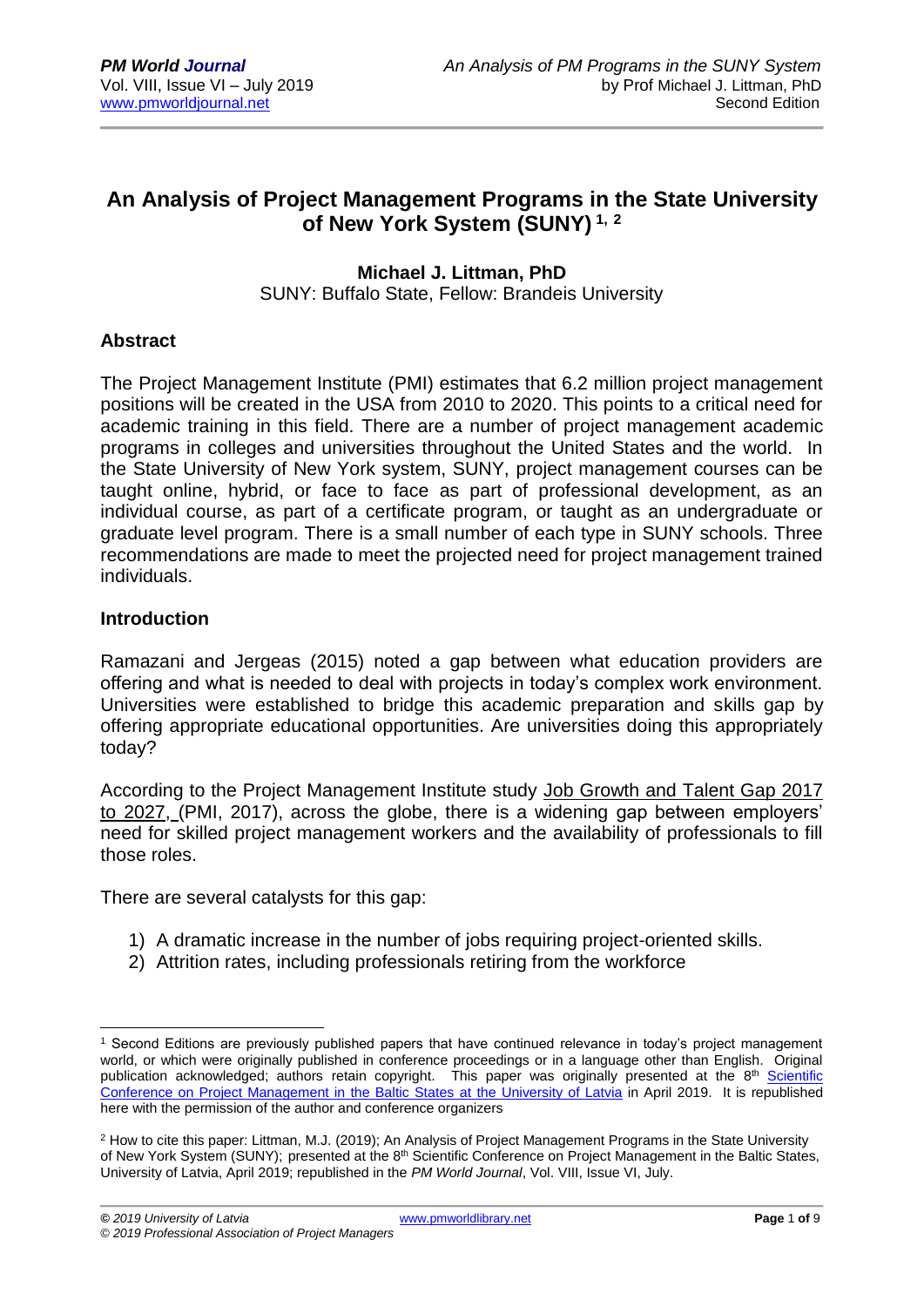# An Analysis of Project Management Programs in the State University of New York System (SUNY) [1, 2]

**Michael J. Littman, PhD**
SUNY: Buffalo State, Fellow: Brandeis University

## Abstract

The Project Management Institute (PMI) estimates that 6.2 million project management positions will be created in the USA from 2010 to 2020. This points to a critical need for academic training in this field. There are a number of project management academic programs in colleges and universities throughout the United States and the world. In the State University of New York system, SUNY, project management courses can be taught online, hybrid, or face to face as part of professional development, as an individual course, as part of a certificate program, or taught as an undergraduate or graduate level program. There is a small number of each type in SUNY schools. Three recommendations are made to meet the projected need for project management trained individuals.

## Introduction

Ramazani and Jergeas (2015) noted a gap between what education providers are offering and what is needed to deal with projects in today's complex work environment. Universities were established to bridge this academic preparation and skills gap by offering appropriate educational opportunities. Are universities doing this appropriately today?

According to the Project Management Institute study Job Growth and Talent Gap 2017 to 2027, (PMI, 2017), across the globe, there is a widening gap between employers' need for skilled project management workers and the availability of professionals to fill those roles.

There are several catalysts for this gap:

1) A dramatic increase in the number of jobs requiring project-oriented skills.
2) Attrition rates, including professionals retiring from the workforce

---

[1] Second Editions are previously published papers that have continued relevance in today's project management world, or which were originally published in conference proceedings or in a language other than English. Original publication acknowledged; authors retain copyright. This paper was originally presented at the 8th Scientific Conference on Project Management in the Baltic States at the University of Latvia in April 2019. It is republished here with the permission of the author and conference organizers

[2] How to cite this paper: Littman, M.J. (2019); An Analysis of Project Management Programs in the State University of New York System (SUNY); presented at the 8th Scientific Conference on Project Management in the Baltic States, University of Latvia, April 2019; republished in the *PM World Journal*, Vol. VIII, Issue VI, July.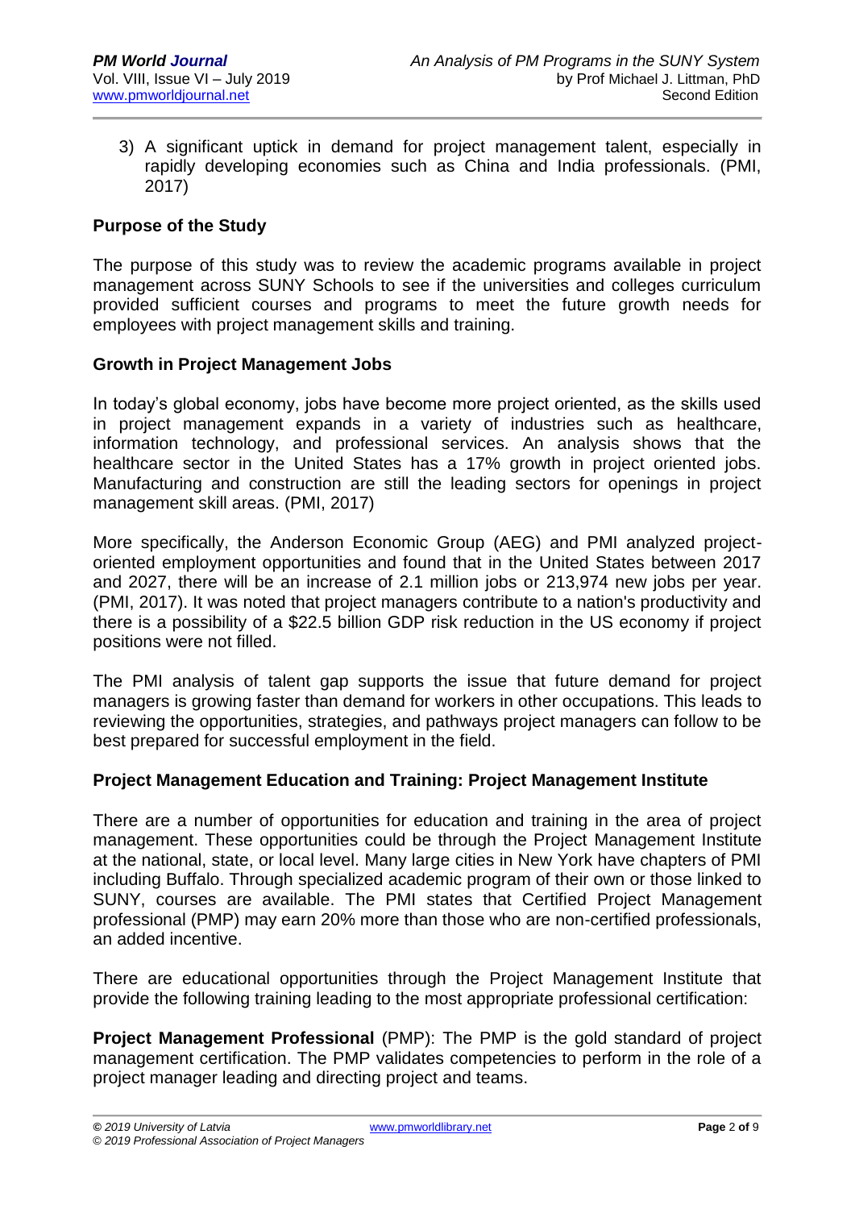3) A significant uptick in demand for project management talent, especially in rapidly developing economies such as China and India professionals. (PMI, 2017)

## Purpose of the Study

The purpose of this study was to review the academic programs available in project management across SUNY Schools to see if the universities and colleges curriculum provided sufficient courses and programs to meet the future growth needs for employees with project management skills and training.

## Growth in Project Management Jobs

In today's global economy, jobs have become more project oriented, as the skills used in project management expands in a variety of industries such as healthcare, information technology, and professional services. An analysis shows that the healthcare sector in the United States has a 17% growth in project oriented jobs. Manufacturing and construction are still the leading sectors for openings in project management skill areas. (PMI, 2017)

More specifically, the Anderson Economic Group (AEG) and PMI analyzed project-oriented employment opportunities and found that in the United States between 2017 and 2027, there will be an increase of 2.1 million jobs or 213,974 new jobs per year. (PMI, 2017). It was noted that project managers contribute to a nation's productivity and there is a possibility of a $22.5 billion GDP risk reduction in the US economy if project positions were not filled.

The PMI analysis of talent gap supports the issue that future demand for project managers is growing faster than demand for workers in other occupations. This leads to reviewing the opportunities, strategies, and pathways project managers can follow to be best prepared for successful employment in the field.

## Project Management Education and Training: Project Management Institute

There are a number of opportunities for education and training in the area of project management. These opportunities could be through the Project Management Institute at the national, state, or local level. Many large cities in New York have chapters of PMI including Buffalo. Through specialized academic program of their own or those linked to SUNY, courses are available. The PMI states that Certified Project Management professional (PMP) may earn 20% more than those who are non-certified professionals, an added incentive.

There are educational opportunities through the Project Management Institute that provide the following training leading to the most appropriate professional certification:

**Project Management Professional** (PMP): The PMP is the gold standard of project management certification. The PMP validates competencies to perform in the role of a project manager leading and directing project and teams.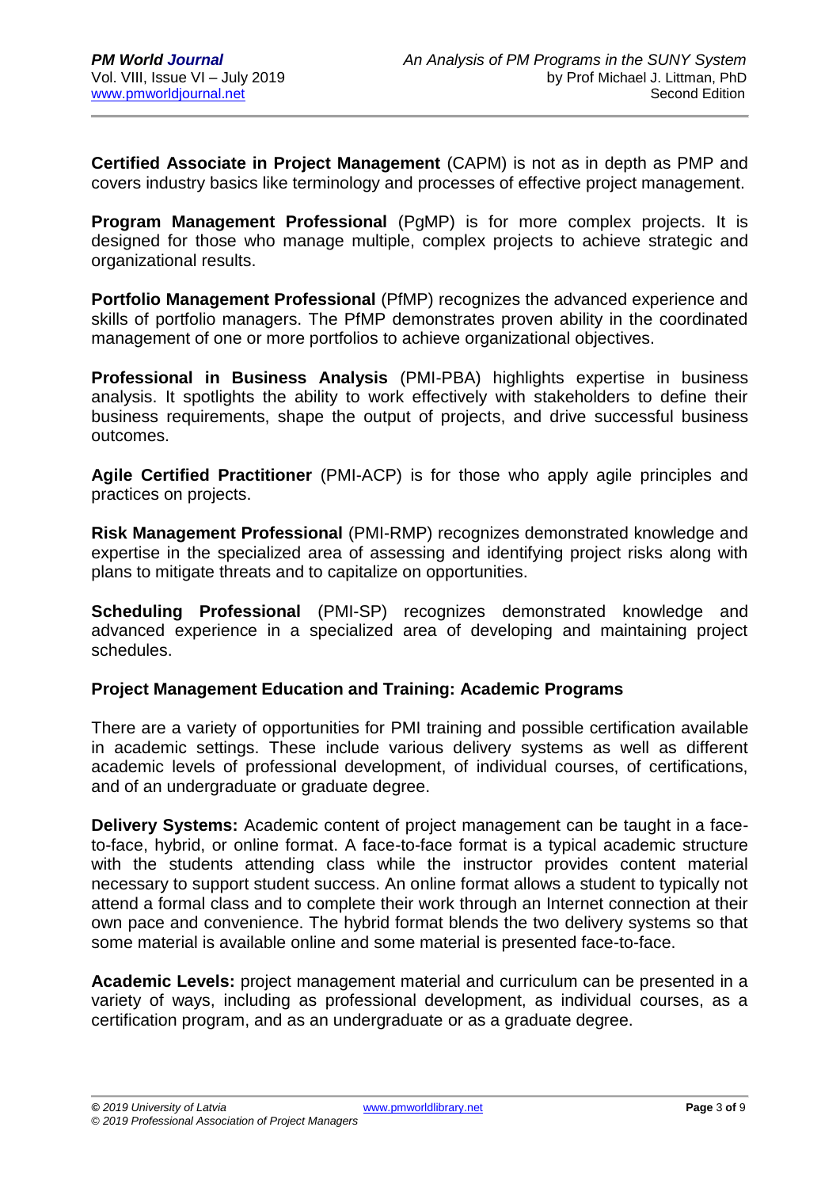**Certified Associate in Project Management** (CAPM) is not as in depth as PMP and covers industry basics like terminology and processes of effective project management.

**Program Management Professional** (PgMP) is for more complex projects. It is designed for those who manage multiple, complex projects to achieve strategic and organizational results.

**Portfolio Management Professional** (PfMP) recognizes the advanced experience and skills of portfolio managers. The PfMP demonstrates proven ability in the coordinated management of one or more portfolios to achieve organizational objectives.

**Professional in Business Analysis** (PMI-PBA) highlights expertise in business analysis. It spotlights the ability to work effectively with stakeholders to define their business requirements, shape the output of projects, and drive successful business outcomes.

**Agile Certified Practitioner** (PMI-ACP) is for those who apply agile principles and practices on projects.

**Risk Management Professional** (PMI-RMP) recognizes demonstrated knowledge and expertise in the specialized area of assessing and identifying project risks along with plans to mitigate threats and to capitalize on opportunities.

**Scheduling Professional** (PMI-SP) recognizes demonstrated knowledge and advanced experience in a specialized area of developing and maintaining project schedules.

### Project Management Education and Training: Academic Programs

There are a variety of opportunities for PMI training and possible certification available in academic settings. These include various delivery systems as well as different academic levels of professional development, of individual courses, of certifications, and of an undergraduate or graduate degree.

**Delivery Systems:** Academic content of project management can be taught in a face-to-face, hybrid, or online format. A face-to-face format is a typical academic structure with the students attending class while the instructor provides content material necessary to support student success. An online format allows a student to typically not attend a formal class and to complete their work through an Internet connection at their own pace and convenience. The hybrid format blends the two delivery systems so that some material is available online and some material is presented face-to-face.

**Academic Levels:** project management material and curriculum can be presented in a variety of ways, including as professional development, as individual courses, as a certification program, and as an undergraduate or as a graduate degree.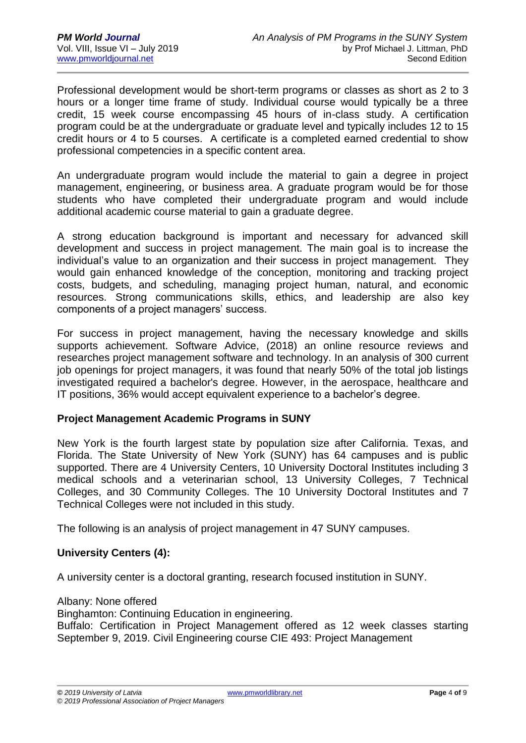Professional development would be short-term programs or classes as short as 2 to 3 hours or a longer time frame of study. Individual course would typically be a three credit, 15 week course encompassing 45 hours of in-class study. A certification program could be at the undergraduate or graduate level and typically includes 12 to 15 credit hours or 4 to 5 courses. A certificate is a completed earned credential to show professional competencies in a specific content area.

An undergraduate program would include the material to gain a degree in project management, engineering, or business area. A graduate program would be for those students who have completed their undergraduate program and would include additional academic course material to gain a graduate degree.

A strong education background is important and necessary for advanced skill development and success in project management. The main goal is to increase the individual's value to an organization and their success in project management. They would gain enhanced knowledge of the conception, monitoring and tracking project costs, budgets, and scheduling, managing project human, natural, and economic resources. Strong communications skills, ethics, and leadership are also key components of a project managers' success.

For success in project management, having the necessary knowledge and skills supports achievement. Software Advice, (2018) an online resource reviews and researches project management software and technology. In an analysis of 300 current job openings for project managers, it was found that nearly 50% of the total job listings investigated required a bachelor's degree. However, in the aerospace, healthcare and IT positions, 36% would accept equivalent experience to a bachelor's degree.

**Project Management Academic Programs in SUNY**

New York is the fourth largest state by population size after California. Texas, and Florida. The State University of New York (SUNY) has 64 campuses and is public supported. There are 4 University Centers, 10 University Doctoral Institutes including 3 medical schools and a veterinarian school, 13 University Colleges, 7 Technical Colleges, and 30 Community Colleges. The 10 University Doctoral Institutes and 7 Technical Colleges were not included in this study.

The following is an analysis of project management in 47 SUNY campuses.

**University Centers (4):**

A university center is a doctoral granting, research focused institution in SUNY.

Albany: None offered
Binghamton: Continuing Education in engineering.
Buffalo: Certification in Project Management offered as 12 week classes starting September 9, 2019. Civil Engineering course CIE 493: Project Management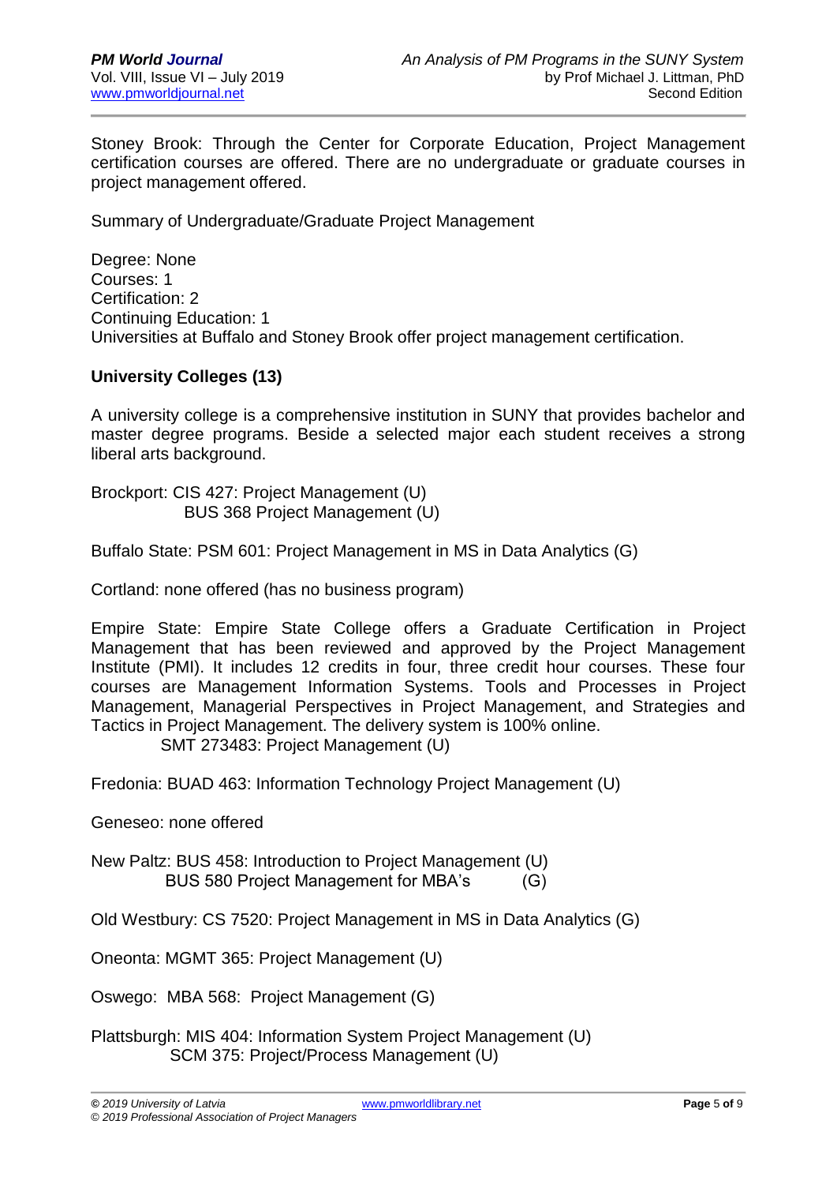Stoney Brook: Through the Center for Corporate Education, Project Management certification courses are offered. There are no undergraduate or graduate courses in project management offered.

Summary of Undergraduate/Graduate Project Management

Degree: None
Courses: 1
Certification: 2
Continuing Education: 1
Universities at Buffalo and Stoney Brook offer project management certification.

**University Colleges (13)**

A university college is a comprehensive institution in SUNY that provides bachelor and master degree programs. Beside a selected major each student receives a strong liberal arts background.

Brockport: CIS 427: Project Management (U)
BUS 368 Project Management (U)

Buffalo State: PSM 601: Project Management in MS in Data Analytics (G)

Cortland: none offered (has no business program)

Empire State: Empire State College offers a Graduate Certification in Project Management that has been reviewed and approved by the Project Management Institute (PMI). It includes 12 credits in four, three credit hour courses. These four courses are Management Information Systems. Tools and Processes in Project Management, Managerial Perspectives in Project Management, and Strategies and Tactics in Project Management. The delivery system is 100% online.
SMT 273483: Project Management (U)

Fredonia: BUAD 463: Information Technology Project Management (U)

Geneseo: none offered

New Paltz: BUS 458: Introduction to Project Management (U)
BUS 580 Project Management for MBA's (G)

Old Westbury: CS 7520: Project Management in MS in Data Analytics (G)

Oneonta: MGMT 365: Project Management (U)

Oswego: MBA 568: Project Management (G)

Plattsburgh: MIS 404: Information System Project Management (U)
SCM 375: Project/Process Management (U)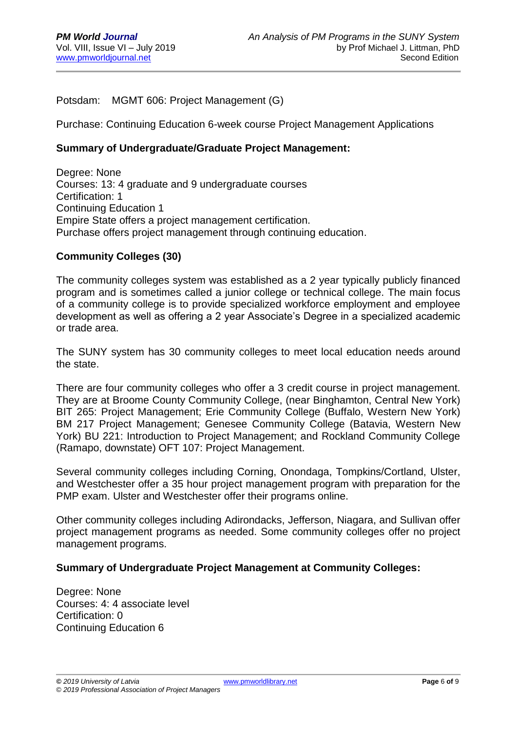Potsdam: MGMT 606: Project Management (G)

Purchase: Continuing Education 6-week course Project Management Applications

**Summary of Undergraduate/Graduate Project Management:**

Degree: None
Courses: 13: 4 graduate and 9 undergraduate courses
Certification: 1
Continuing Education 1
Empire State offers a project management certification.
Purchase offers project management through continuing education.

**Community Colleges (30)**

The community colleges system was established as a 2 year typically publicly financed program and is sometimes called a junior college or technical college. The main focus of a community college is to provide specialized workforce employment and employee development as well as offering a 2 year Associate's Degree in a specialized academic or trade area.

The SUNY system has 30 community colleges to meet local education needs around the state.

There are four community colleges who offer a 3 credit course in project management. They are at Broome County Community College, (near Binghamton, Central New York) BIT 265: Project Management; Erie Community College (Buffalo, Western New York) BM 217 Project Management; Genesee Community College (Batavia, Western New York) BU 221: Introduction to Project Management; and Rockland Community College (Ramapo, downstate) OFT 107: Project Management.

Several community colleges including Corning, Onondaga, Tompkins/Cortland, Ulster, and Westchester offer a 35 hour project management program with preparation for the PMP exam. Ulster and Westchester offer their programs online.

Other community colleges including Adirondacks, Jefferson, Niagara, and Sullivan offer project management programs as needed. Some community colleges offer no project management programs.

**Summary of Undergraduate Project Management at Community Colleges:**

Degree: None
Courses: 4: 4 associate level
Certification: 0
Continuing Education 6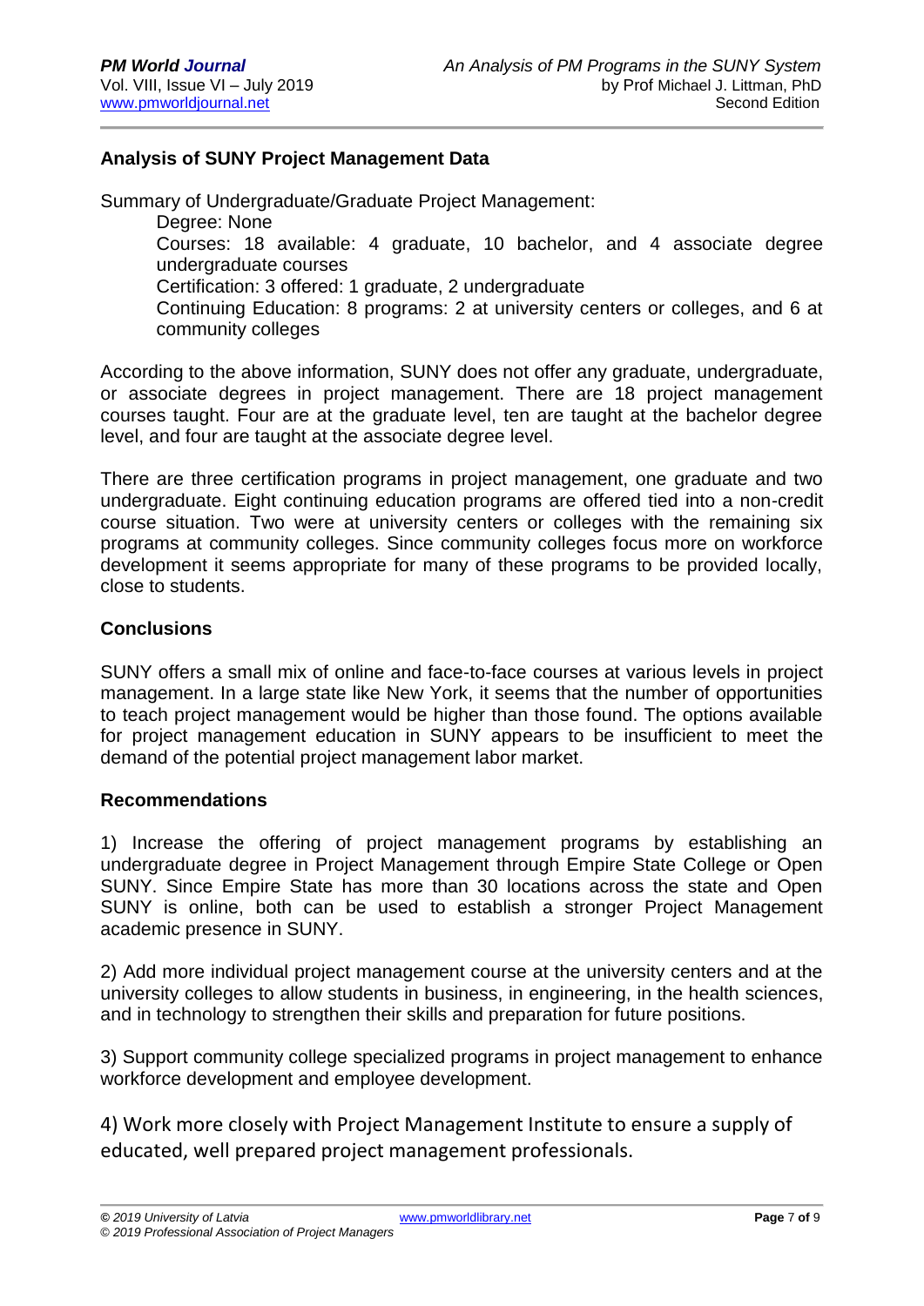## Analysis of SUNY Project Management Data

Summary of Undergraduate/Graduate Project Management:

Degree: None

Courses: 18 available: 4 graduate, 10 bachelor, and 4 associate degree undergraduate courses

Certification: 3 offered: 1 graduate, 2 undergraduate

Continuing Education: 8 programs: 2 at university centers or colleges, and 6 at community colleges

According to the above information, SUNY does not offer any graduate, undergraduate, or associate degrees in project management. There are 18 project management courses taught. Four are at the graduate level, ten are taught at the bachelor degree level, and four are taught at the associate degree level.

There are three certification programs in project management, one graduate and two undergraduate. Eight continuing education programs are offered tied into a non-credit course situation. Two were at university centers or colleges with the remaining six programs at community colleges. Since community colleges focus more on workforce development it seems appropriate for many of these programs to be provided locally, close to students.

## Conclusions

SUNY offers a small mix of online and face-to-face courses at various levels in project management. In a large state like New York, it seems that the number of opportunities to teach project management would be higher than those found. The options available for project management education in SUNY appears to be insufficient to meet the demand of the potential project management labor market.

## Recommendations

1) Increase the offering of project management programs by establishing an undergraduate degree in Project Management through Empire State College or Open SUNY. Since Empire State has more than 30 locations across the state and Open SUNY is online, both can be used to establish a stronger Project Management academic presence in SUNY.

2) Add more individual project management course at the university centers and at the university colleges to allow students in business, in engineering, in the health sciences, and in technology to strengthen their skills and preparation for future positions.

3) Support community college specialized programs in project management to enhance workforce development and employee development.

4) Work more closely with Project Management Institute to ensure a supply of educated, well prepared project management professionals.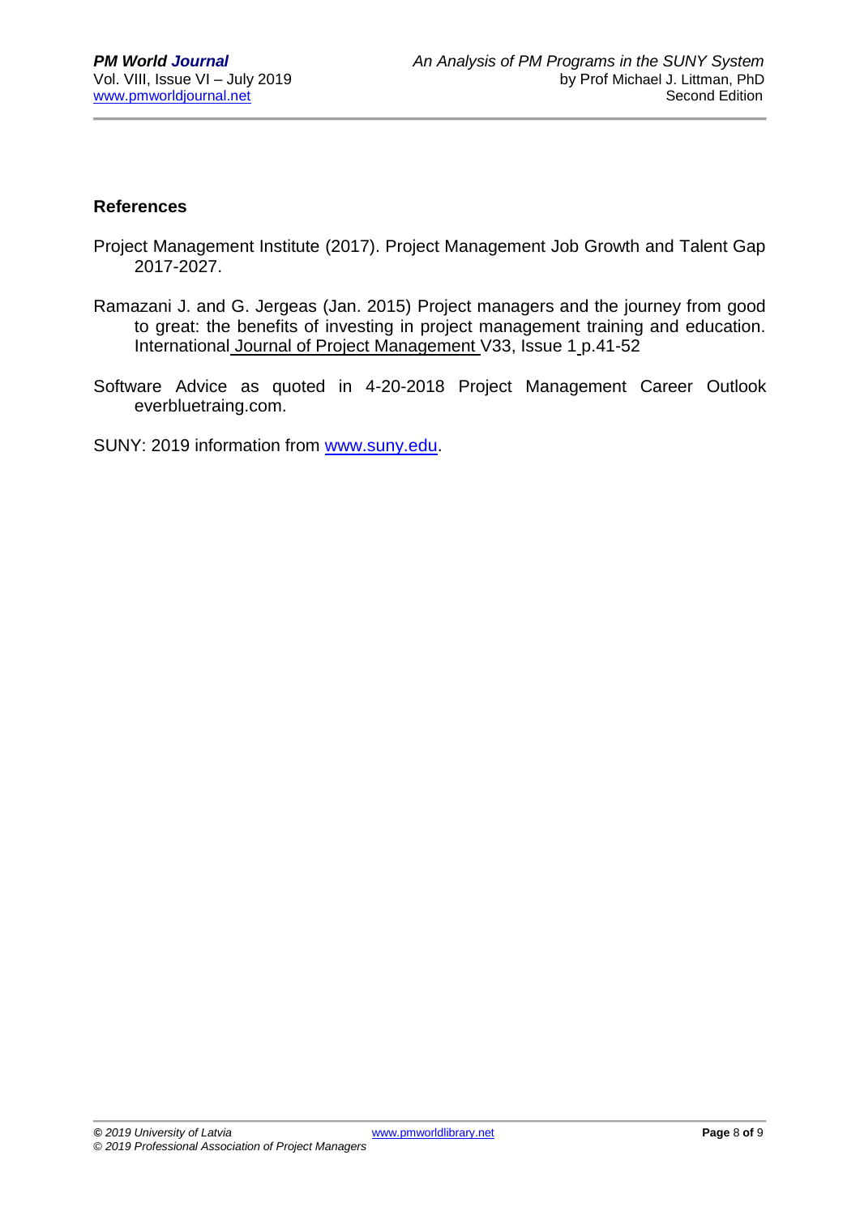## References

Project Management Institute (2017). Project Management Job Growth and Talent Gap 2017-2027.

Ramazani J. and G. Jergeas (Jan. 2015) Project managers and the journey from good to great: the benefits of investing in project management training and education. International Journal of Project Management V33, Issue 1 p.41-52

Software Advice as quoted in 4-20-2018 Project Management Career Outlook everbluetraing.com.

SUNY: 2019 information from www.suny.edu.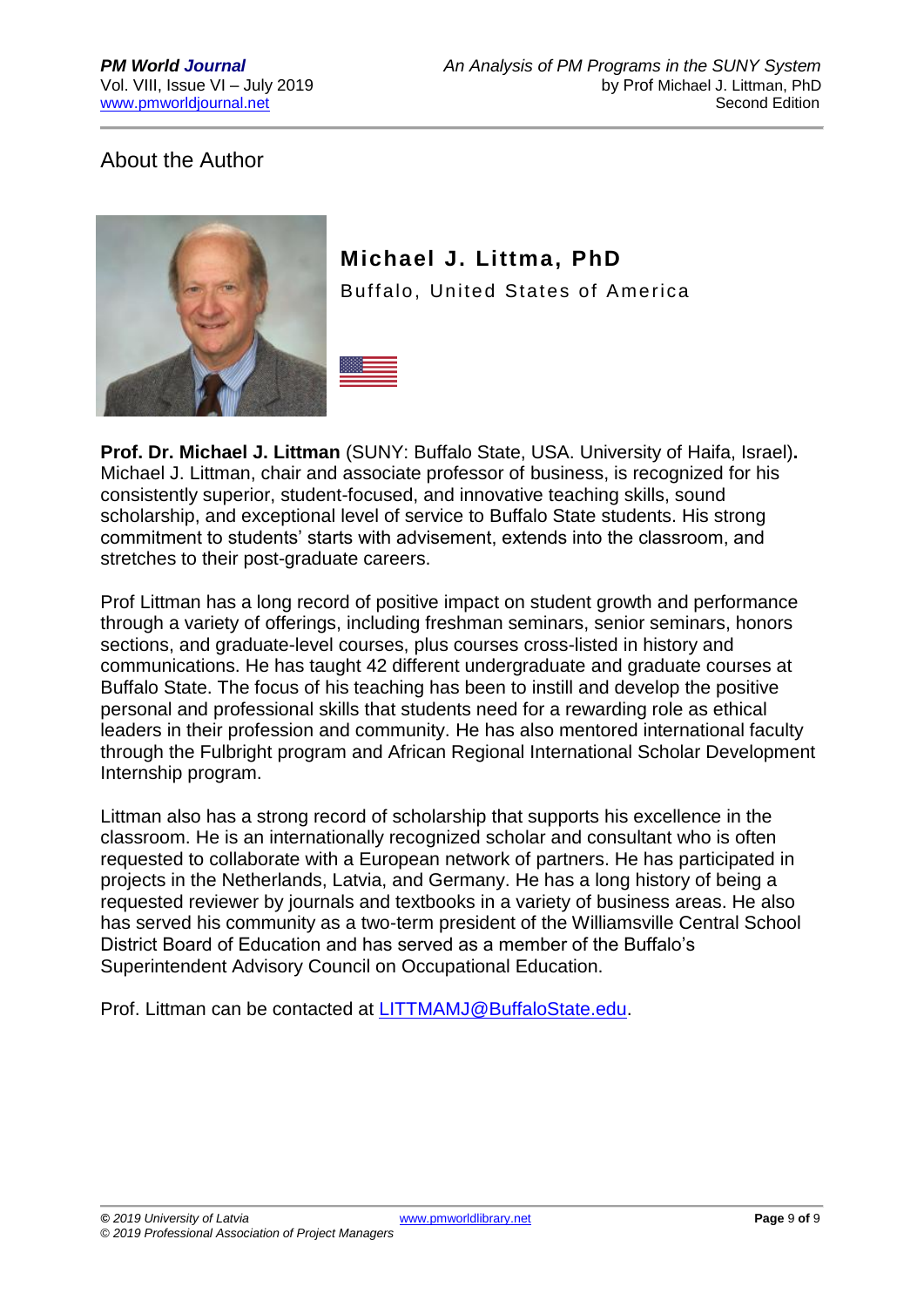## About the Author

**Michael J. Littma, PhD**

Buffalo, United States of America

**Prof. Dr. Michael J. Littman** (SUNY: Buffalo State, USA. University of Haifa, Israel)**.** Michael J. Littman, chair and associate professor of business, is recognized for his consistently superior, student-focused, and innovative teaching skills, sound scholarship, and exceptional level of service to Buffalo State students. His strong commitment to students' starts with advisement, extends into the classroom, and stretches to their post-graduate careers.

Prof Littman has a long record of positive impact on student growth and performance through a variety of offerings, including freshman seminars, senior seminars, honors sections, and graduate-level courses, plus courses cross-listed in history and communications. He has taught 42 different undergraduate and graduate courses at Buffalo State. The focus of his teaching has been to instill and develop the positive personal and professional skills that students need for a rewarding role as ethical leaders in their profession and community. He has also mentored international faculty through the Fulbright program and African Regional International Scholar Development Internship program.

Littman also has a strong record of scholarship that supports his excellence in the classroom. He is an internationally recognized scholar and consultant who is often requested to collaborate with a European network of partners. He has participated in projects in the Netherlands, Latvia, and Germany. He has a long history of being a requested reviewer by journals and textbooks in a variety of business areas. He also has served his community as a two-term president of the Williamsville Central School District Board of Education and has served as a member of the Buffalo's Superintendent Advisory Council on Occupational Education.

Prof. Littman can be contacted at LITTMAMJ@BuffaloState.edu.